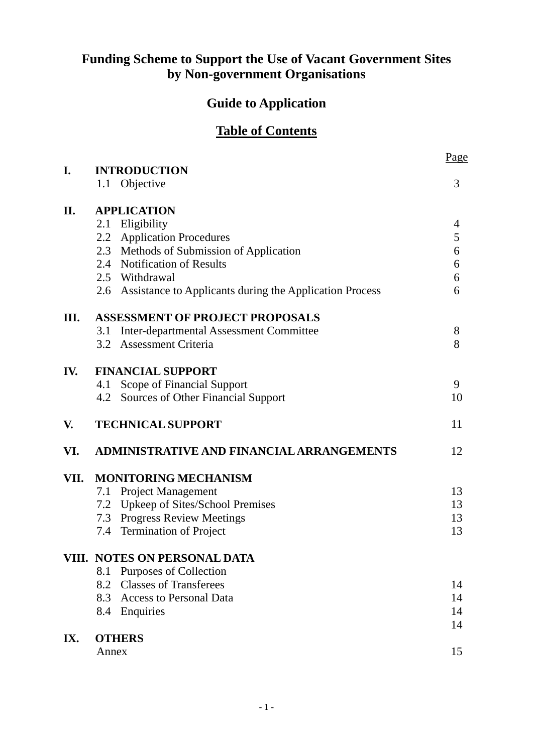# Funding Scheme to Support the Use of Vacant Government Sites by Non-government Organisations

## Guide to Application

## Table of Contents

| | | Page |
|---|---|---|
| **I.** | **INTRODUCTION** | |
| | 1.1 Objective | 3 |
| **II.** | **APPLICATION** | |
| | 2.1 Eligibility | 4 |
| | 2.2 Application Procedures | 5 |
| | 2.3 Methods of Submission of Application | 6 |
| | 2.4 Notification of Results | 6 |
| | 2.5 Withdrawal | 6 |
| | 2.6 Assistance to Applicants during the Application Process | 6 |
| **III.** | **ASSESSMENT OF PROJECT PROPOSALS** | |
| | 3.1 Inter-departmental Assessment Committee | 8 |
| | 3.2 Assessment Criteria | 8 |
| **IV.** | **FINANCIAL SUPPORT** | |
| | 4.1 Scope of Financial Support | 9 |
| | 4.2 Sources of Other Financial Support | 10 |
| **V.** | **TECHNICAL SUPPORT** | 11 |
| **VI.** | **ADMINISTRATIVE AND FINANCIAL ARRANGEMENTS** | 12 |
| **VII.** | **MONITORING MECHANISM** | |
| | 7.1 Project Management | 13 |
| | 7.2 Upkeep of Sites/School Premises | 13 |
| | 7.3 Progress Review Meetings | 13 |
| | 7.4 Termination of Project | 13 |
| **VIII.** | **NOTES ON PERSONAL DATA** | |
| | 8.1 Purposes of Collection | |
| | 8.2 Classes of Transferees | 14 |
| | 8.3 Access to Personal Data | 14 |
| | 8.4 Enquiries | 14 |
| | | 14 |
| **IX.** | **OTHERS** | |
| | Annex | 15 |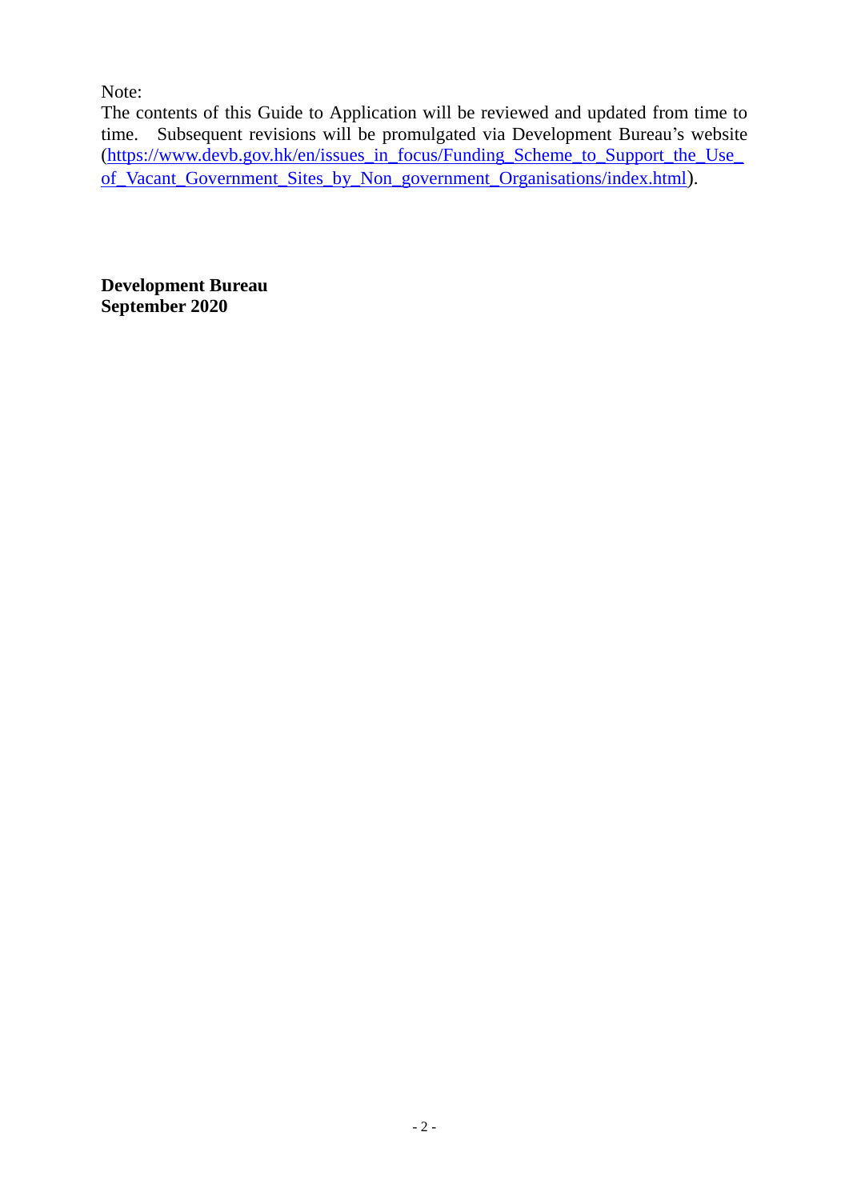Note:
The contents of this Guide to Application will be reviewed and updated from time to time. Subsequent revisions will be promulgated via Development Bureau's website (https://www.devb.gov.hk/en/issues_in_focus/Funding_Scheme_to_Support_the_Use_of_Vacant_Government_Sites_by_Non_government_Organisations/index.html).

**Development Bureau**
**September 2020**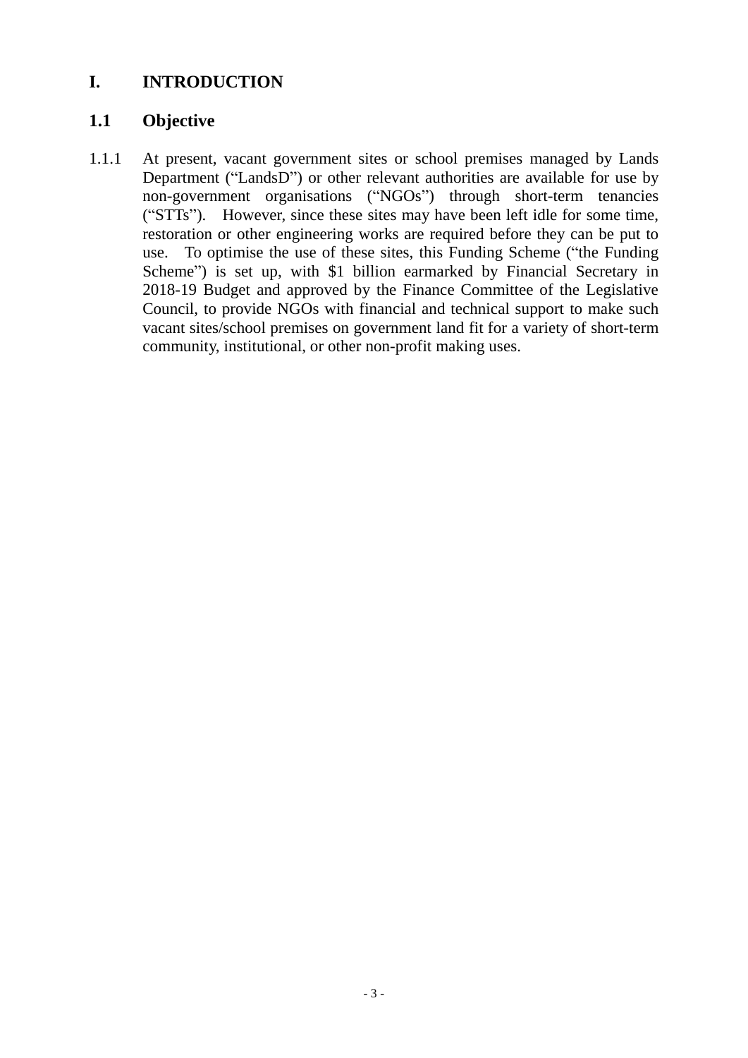# I. INTRODUCTION

## 1.1 Objective

1.1.1 At present, vacant government sites or school premises managed by Lands Department ("LandsD") or other relevant authorities are available for use by non-government organisations ("NGOs") through short-term tenancies ("STTs"). However, since these sites may have been left idle for some time, restoration or other engineering works are required before they can be put to use. To optimise the use of these sites, this Funding Scheme ("the Funding Scheme") is set up, with $1 billion earmarked by Financial Secretary in 2018-19 Budget and approved by the Finance Committee of the Legislative Council, to provide NGOs with financial and technical support to make such vacant sites/school premises on government land fit for a variety of short-term community, institutional, or other non-profit making uses.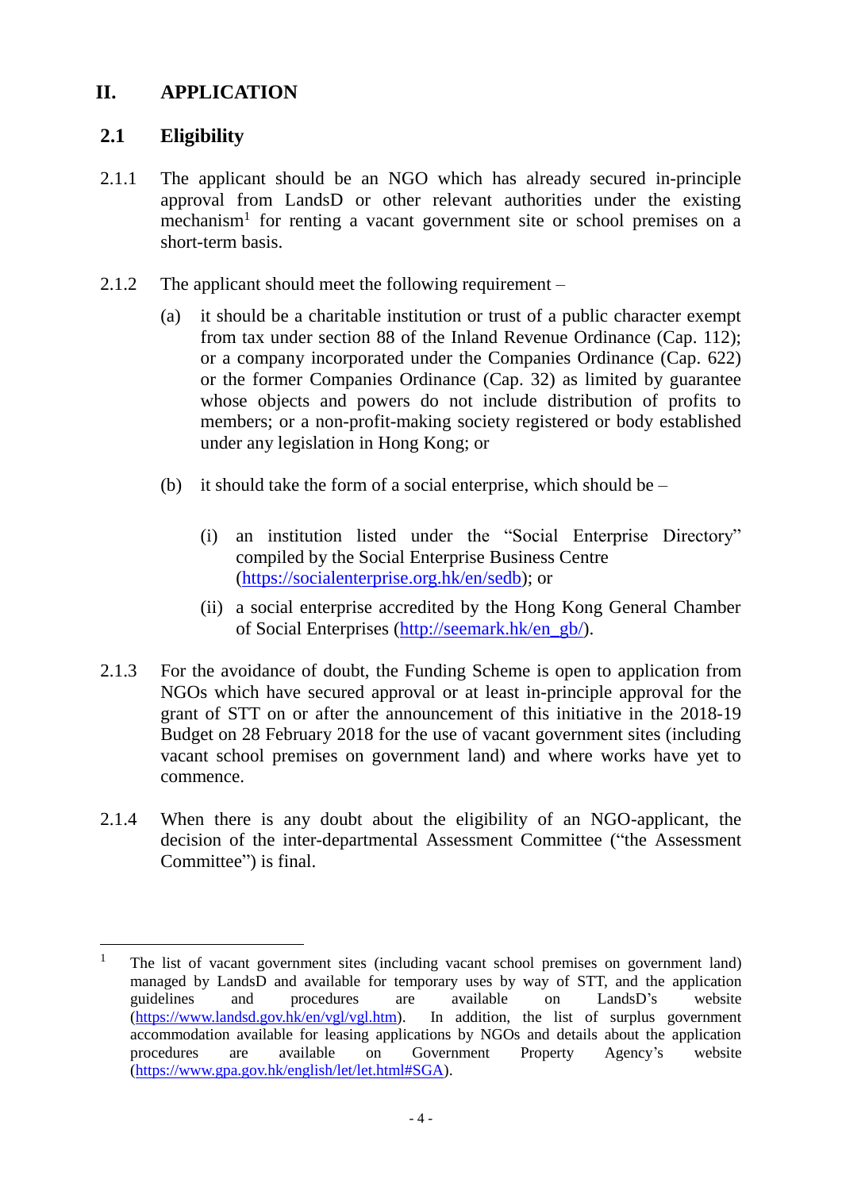## II. APPLICATION

### 2.1 Eligibility

2.1.1 The applicant should be an NGO which has already secured in-principle approval from LandsD or other relevant authorities under the existing mechanism[1] for renting a vacant government site or school premises on a short-term basis.

2.1.2 The applicant should meet the following requirement –

(a) it should be a charitable institution or trust of a public character exempt from tax under section 88 of the Inland Revenue Ordinance (Cap. 112); or a company incorporated under the Companies Ordinance (Cap. 622) or the former Companies Ordinance (Cap. 32) as limited by guarantee whose objects and powers do not include distribution of profits to members; or a non-profit-making society registered or body established under any legislation in Hong Kong; or

(b) it should take the form of a social enterprise, which should be –

(i) an institution listed under the "Social Enterprise Directory" compiled by the Social Enterprise Business Centre (https://socialenterprise.org.hk/en/sedb); or

(ii) a social enterprise accredited by the Hong Kong General Chamber of Social Enterprises (http://seemark.hk/en_gb/).

2.1.3 For the avoidance of doubt, the Funding Scheme is open to application from NGOs which have secured approval or at least in-principle approval for the grant of STT on or after the announcement of this initiative in the 2018-19 Budget on 28 February 2018 for the use of vacant government sites (including vacant school premises on government land) and where works have yet to commence.

2.1.4 When there is any doubt about the eligibility of an NGO-applicant, the decision of the inter-departmental Assessment Committee ("the Assessment Committee") is final.

---

[1] The list of vacant government sites (including vacant school premises on government land) managed by LandsD and available for temporary uses by way of STT, and the application guidelines and procedures are available on LandsD's website (https://www.landsd.gov.hk/en/vgl/vgl.htm). In addition, the list of surplus government accommodation available for leasing applications by NGOs and details about the application procedures are available on Government Property Agency's website (https://www.gpa.gov.hk/english/let/let.html#SGA).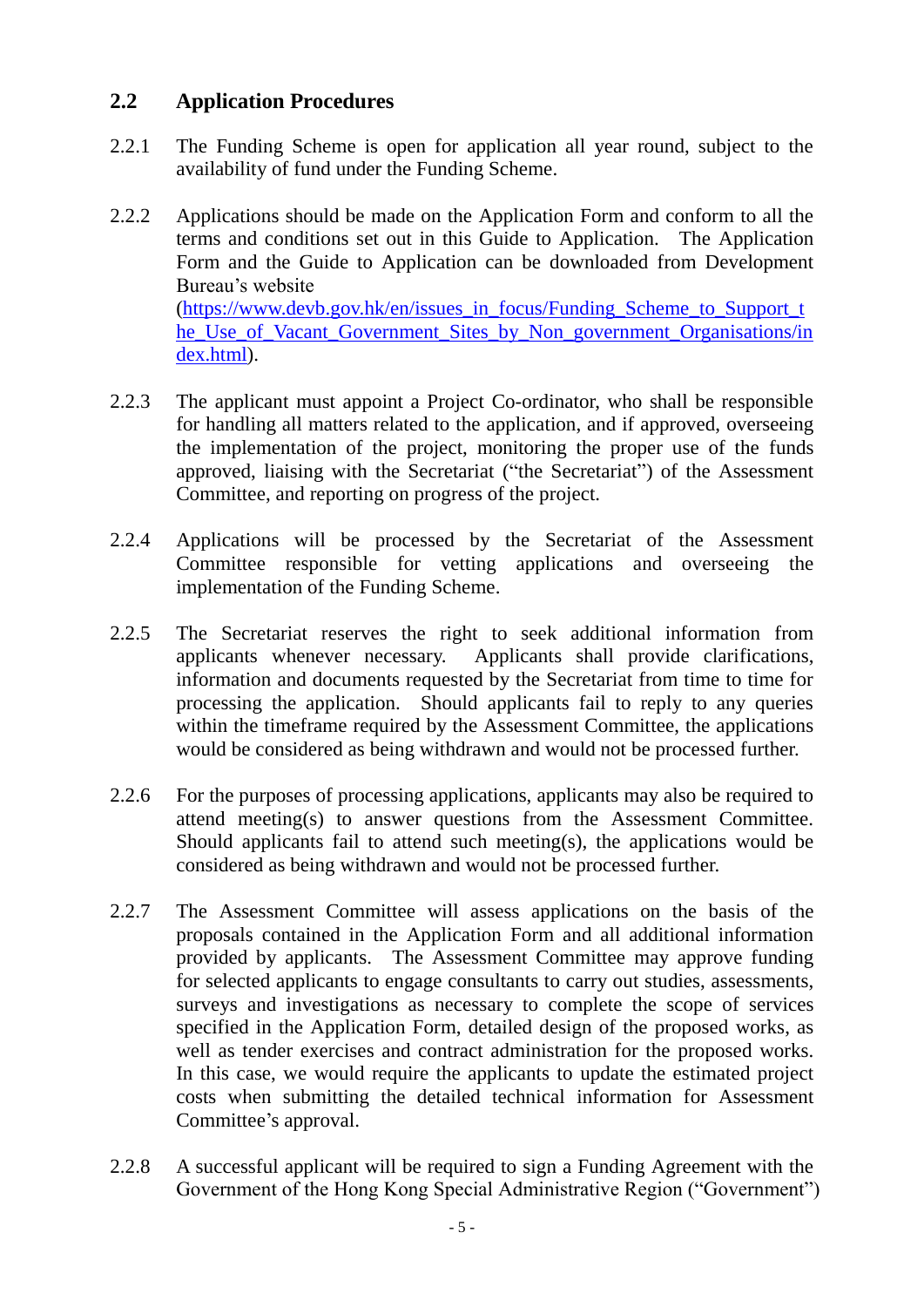## 2.2 Application Procedures

2.2.1 The Funding Scheme is open for application all year round, subject to the availability of fund under the Funding Scheme.

2.2.2 Applications should be made on the Application Form and conform to all the terms and conditions set out in this Guide to Application. The Application Form and the Guide to Application can be downloaded from Development Bureau's website (https://www.devb.gov.hk/en/issues_in_focus/Funding_Scheme_to_Support_the_Use_of_Vacant_Government_Sites_by_Non_government_Organisations/index.html).

2.2.3 The applicant must appoint a Project Co-ordinator, who shall be responsible for handling all matters related to the application, and if approved, overseeing the implementation of the project, monitoring the proper use of the funds approved, liaising with the Secretariat ("the Secretariat") of the Assessment Committee, and reporting on progress of the project.

2.2.4 Applications will be processed by the Secretariat of the Assessment Committee responsible for vetting applications and overseeing the implementation of the Funding Scheme.

2.2.5 The Secretariat reserves the right to seek additional information from applicants whenever necessary. Applicants shall provide clarifications, information and documents requested by the Secretariat from time to time for processing the application. Should applicants fail to reply to any queries within the timeframe required by the Assessment Committee, the applications would be considered as being withdrawn and would not be processed further.

2.2.6 For the purposes of processing applications, applicants may also be required to attend meeting(s) to answer questions from the Assessment Committee. Should applicants fail to attend such meeting(s), the applications would be considered as being withdrawn and would not be processed further.

2.2.7 The Assessment Committee will assess applications on the basis of the proposals contained in the Application Form and all additional information provided by applicants. The Assessment Committee may approve funding for selected applicants to engage consultants to carry out studies, assessments, surveys and investigations as necessary to complete the scope of services specified in the Application Form, detailed design of the proposed works, as well as tender exercises and contract administration for the proposed works. In this case, we would require the applicants to update the estimated project costs when submitting the detailed technical information for Assessment Committee's approval.

2.2.8 A successful applicant will be required to sign a Funding Agreement with the Government of the Hong Kong Special Administrative Region ("Government")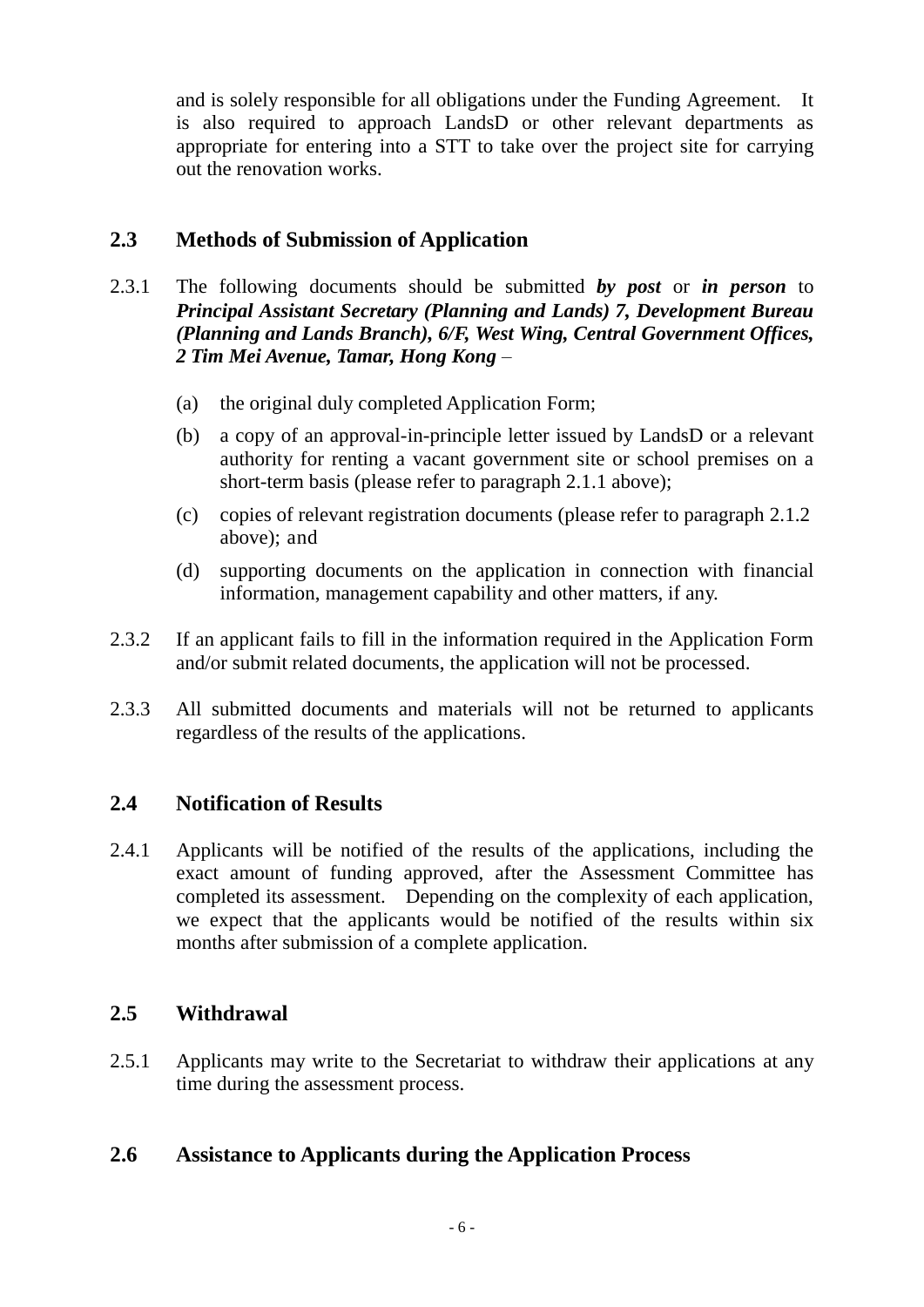and is solely responsible for all obligations under the Funding Agreement. It is also required to approach LandsD or other relevant departments as appropriate for entering into a STT to take over the project site for carrying out the renovation works.

## 2.3 Methods of Submission of Application

2.3.1 The following documents should be submitted ***by post*** or ***in person*** to ***Principal Assistant Secretary (Planning and Lands) 7, Development Bureau (Planning and Lands Branch), 6/F, West Wing, Central Government Offices, 2 Tim Mei Avenue, Tamar, Hong Kong*** –

(a) the original duly completed Application Form;

(b) a copy of an approval-in-principle letter issued by LandsD or a relevant authority for renting a vacant government site or school premises on a short-term basis (please refer to paragraph 2.1.1 above);

(c) copies of relevant registration documents (please refer to paragraph 2.1.2 above); and

(d) supporting documents on the application in connection with financial information, management capability and other matters, if any.

2.3.2 If an applicant fails to fill in the information required in the Application Form and/or submit related documents, the application will not be processed.

2.3.3 All submitted documents and materials will not be returned to applicants regardless of the results of the applications.

## 2.4 Notification of Results

2.4.1 Applicants will be notified of the results of the applications, including the exact amount of funding approved, after the Assessment Committee has completed its assessment. Depending on the complexity of each application, we expect that the applicants would be notified of the results within six months after submission of a complete application.

## 2.5 Withdrawal

2.5.1 Applicants may write to the Secretariat to withdraw their applications at any time during the assessment process.

## 2.6 Assistance to Applicants during the Application Process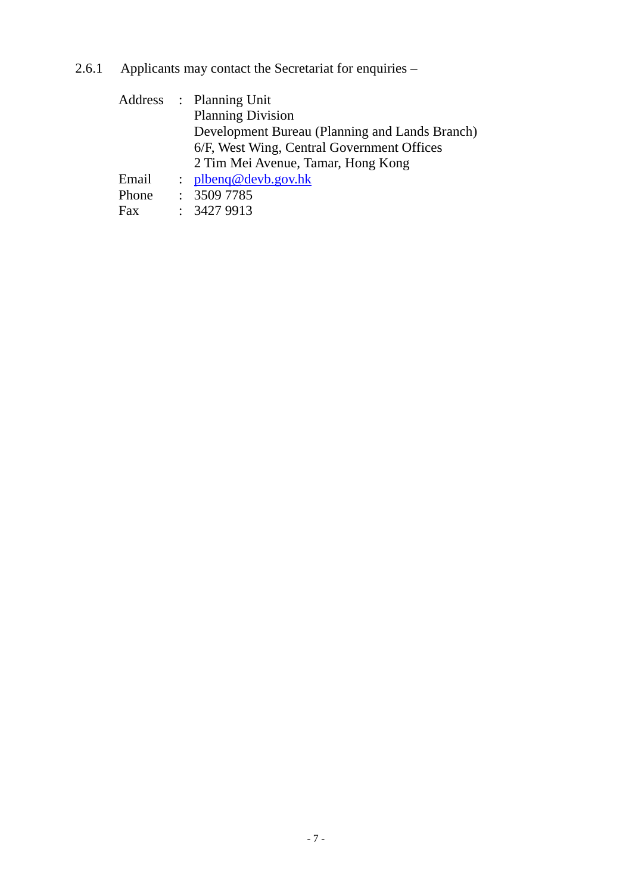2.6.1 Applicants may contact the Secretariat for enquiries –

| | | |
|---|---|---|
| Address | : | Planning Unit<br>Planning Division<br>Development Bureau (Planning and Lands Branch)<br>6/F, West Wing, Central Government Offices<br>2 Tim Mei Avenue, Tamar, Hong Kong |
| Email | : | plbenq@devb.gov.hk |
| Phone | : | 3509 7785 |
| Fax | : | 3427 9913 |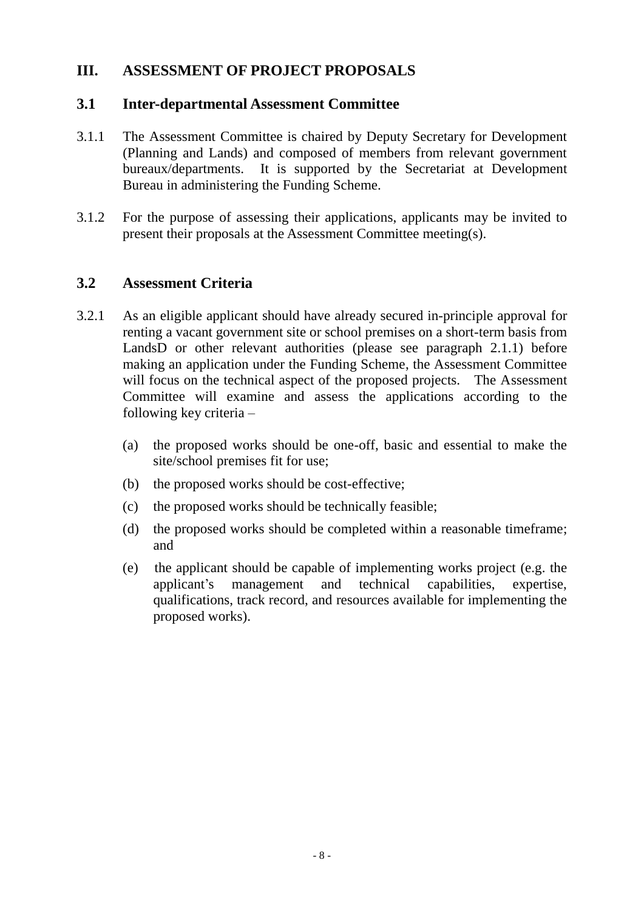# III. ASSESSMENT OF PROJECT PROPOSALS

## 3.1 Inter-departmental Assessment Committee

3.1.1 The Assessment Committee is chaired by Deputy Secretary for Development (Planning and Lands) and composed of members from relevant government bureaux/departments. It is supported by the Secretariat at Development Bureau in administering the Funding Scheme.

3.1.2 For the purpose of assessing their applications, applicants may be invited to present their proposals at the Assessment Committee meeting(s).

## 3.2 Assessment Criteria

3.2.1 As an eligible applicant should have already secured in-principle approval for renting a vacant government site or school premises on a short-term basis from LandsD or other relevant authorities (please see paragraph 2.1.1) before making an application under the Funding Scheme, the Assessment Committee will focus on the technical aspect of the proposed projects. The Assessment Committee will examine and assess the applications according to the following key criteria –

(a) the proposed works should be one-off, basic and essential to make the site/school premises fit for use;

(b) the proposed works should be cost-effective;

(c) the proposed works should be technically feasible;

(d) the proposed works should be completed within a reasonable timeframe; and

(e) the applicant should be capable of implementing works project (e.g. the applicant's management and technical capabilities, expertise, qualifications, track record, and resources available for implementing the proposed works).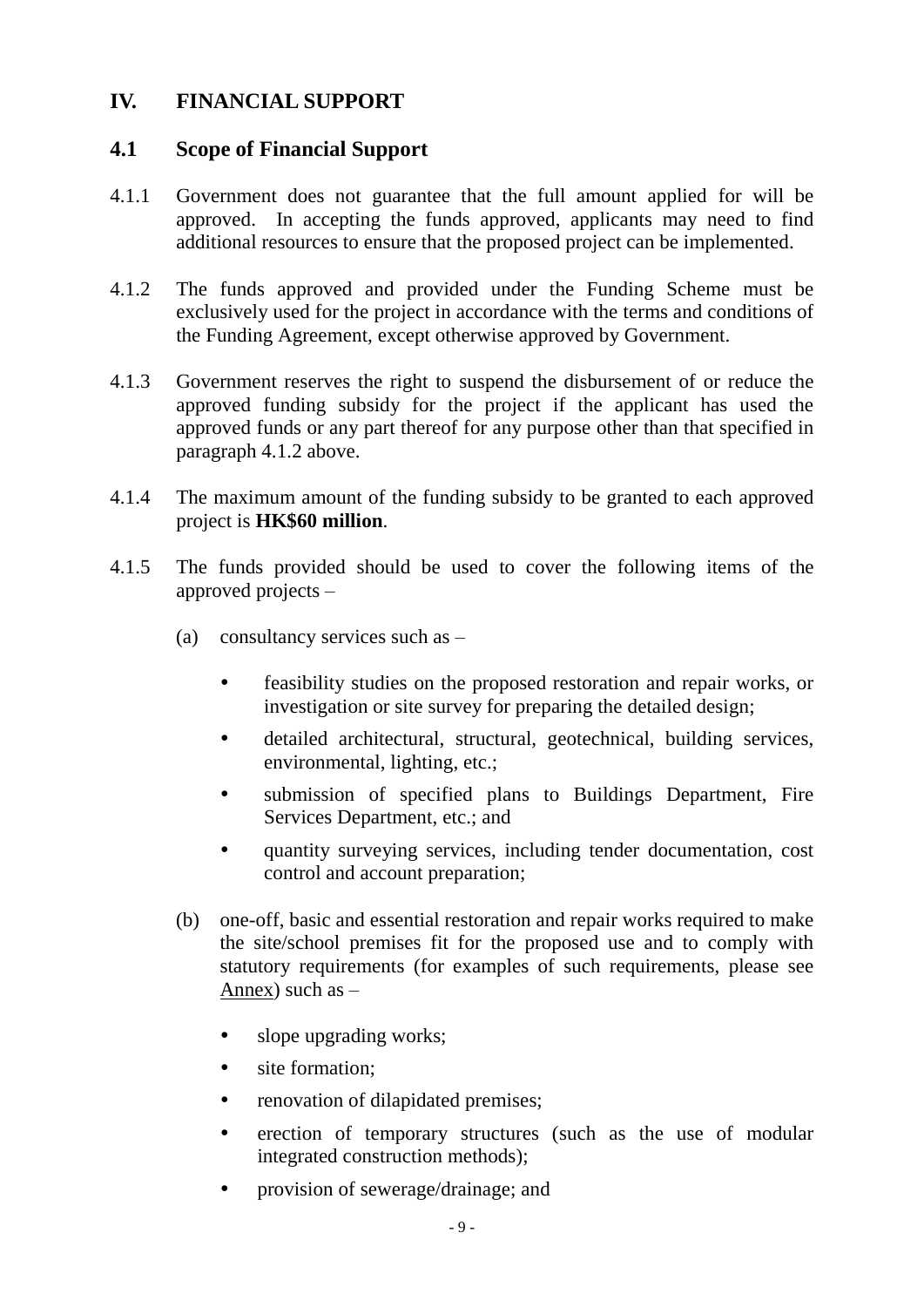## IV. FINANCIAL SUPPORT

### 4.1 Scope of Financial Support

4.1.1 Government does not guarantee that the full amount applied for will be approved. In accepting the funds approved, applicants may need to find additional resources to ensure that the proposed project can be implemented.

4.1.2 The funds approved and provided under the Funding Scheme must be exclusively used for the project in accordance with the terms and conditions of the Funding Agreement, except otherwise approved by Government.

4.1.3 Government reserves the right to suspend the disbursement of or reduce the approved funding subsidy for the project if the applicant has used the approved funds or any part thereof for any purpose other than that specified in paragraph 4.1.2 above.

4.1.4 The maximum amount of the funding subsidy to be granted to each approved project is **HK$60 million**.

4.1.5 The funds provided should be used to cover the following items of the approved projects –

(a) consultancy services such as –

- feasibility studies on the proposed restoration and repair works, or investigation or site survey for preparing the detailed design;
- detailed architectural, structural, geotechnical, building services, environmental, lighting, etc.;
- submission of specified plans to Buildings Department, Fire Services Department, etc.; and
- quantity surveying services, including tender documentation, cost control and account preparation;

(b) one-off, basic and essential restoration and repair works required to make the site/school premises fit for the proposed use and to comply with statutory requirements (for examples of such requirements, please see Annex) such as –

- slope upgrading works;
- site formation;
- renovation of dilapidated premises;
- erection of temporary structures (such as the use of modular integrated construction methods);
- provision of sewerage/drainage; and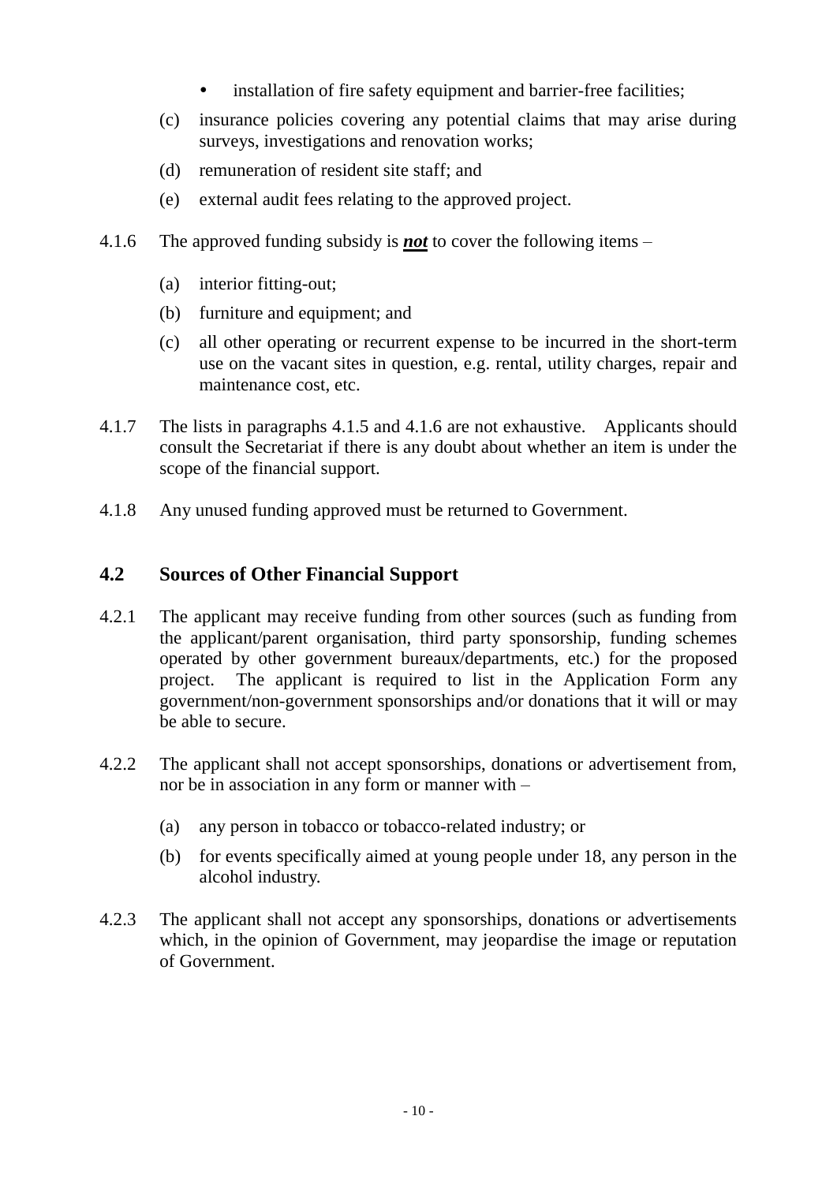- installation of fire safety equipment and barrier-free facilities;

(c) insurance policies covering any potential claims that may arise during surveys, investigations and renovation works;

(d) remuneration of resident site staff; and

(e) external audit fees relating to the approved project.

4.1.6 The approved funding subsidy is ***not*** to cover the following items –

(a) interior fitting-out;

(b) furniture and equipment; and

(c) all other operating or recurrent expense to be incurred in the short-term use on the vacant sites in question, e.g. rental, utility charges, repair and maintenance cost, etc.

4.1.7 The lists in paragraphs 4.1.5 and 4.1.6 are not exhaustive. Applicants should consult the Secretariat if there is any doubt about whether an item is under the scope of the financial support.

4.1.8 Any unused funding approved must be returned to Government.

## 4.2 Sources of Other Financial Support

4.2.1 The applicant may receive funding from other sources (such as funding from the applicant/parent organisation, third party sponsorship, funding schemes operated by other government bureaux/departments, etc.) for the proposed project. The applicant is required to list in the Application Form any government/non-government sponsorships and/or donations that it will or may be able to secure.

4.2.2 The applicant shall not accept sponsorships, donations or advertisement from, nor be in association in any form or manner with –

(a) any person in tobacco or tobacco-related industry; or

(b) for events specifically aimed at young people under 18, any person in the alcohol industry.

4.2.3 The applicant shall not accept any sponsorships, donations or advertisements which, in the opinion of Government, may jeopardise the image or reputation of Government.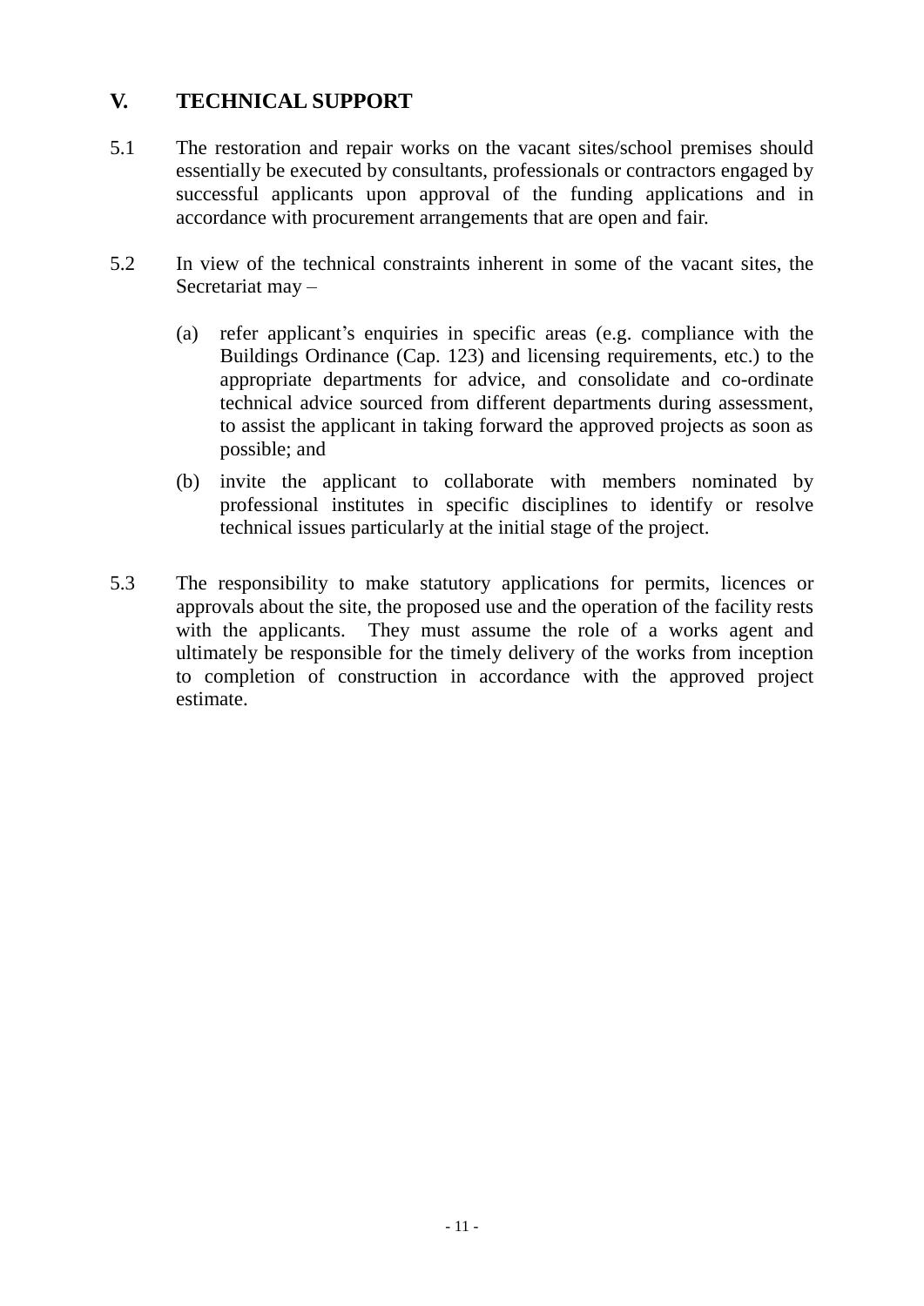## V. TECHNICAL SUPPORT

5.1 The restoration and repair works on the vacant sites/school premises should essentially be executed by consultants, professionals or contractors engaged by successful applicants upon approval of the funding applications and in accordance with procurement arrangements that are open and fair.

5.2 In view of the technical constraints inherent in some of the vacant sites, the Secretariat may –

(a) refer applicant's enquiries in specific areas (e.g. compliance with the Buildings Ordinance (Cap. 123) and licensing requirements, etc.) to the appropriate departments for advice, and consolidate and co-ordinate technical advice sourced from different departments during assessment, to assist the applicant in taking forward the approved projects as soon as possible; and

(b) invite the applicant to collaborate with members nominated by professional institutes in specific disciplines to identify or resolve technical issues particularly at the initial stage of the project.

5.3 The responsibility to make statutory applications for permits, licences or approvals about the site, the proposed use and the operation of the facility rests with the applicants. They must assume the role of a works agent and ultimately be responsible for the timely delivery of the works from inception to completion of construction in accordance with the approved project estimate.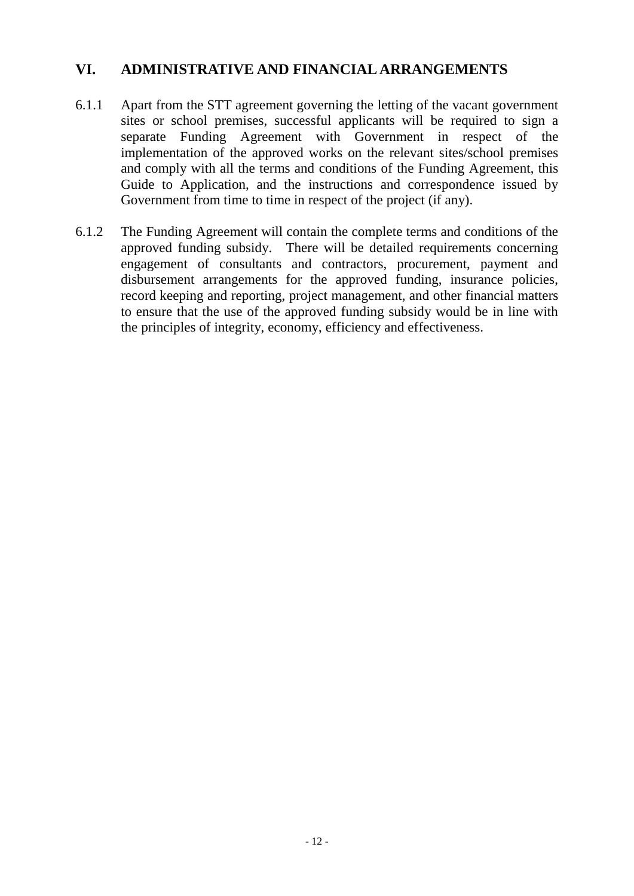## VI. ADMINISTRATIVE AND FINANCIAL ARRANGEMENTS

6.1.1 Apart from the STT agreement governing the letting of the vacant government sites or school premises, successful applicants will be required to sign a separate Funding Agreement with Government in respect of the implementation of the approved works on the relevant sites/school premises and comply with all the terms and conditions of the Funding Agreement, this Guide to Application, and the instructions and correspondence issued by Government from time to time in respect of the project (if any).

6.1.2 The Funding Agreement will contain the complete terms and conditions of the approved funding subsidy. There will be detailed requirements concerning engagement of consultants and contractors, procurement, payment and disbursement arrangements for the approved funding, insurance policies, record keeping and reporting, project management, and other financial matters to ensure that the use of the approved funding subsidy would be in line with the principles of integrity, economy, efficiency and effectiveness.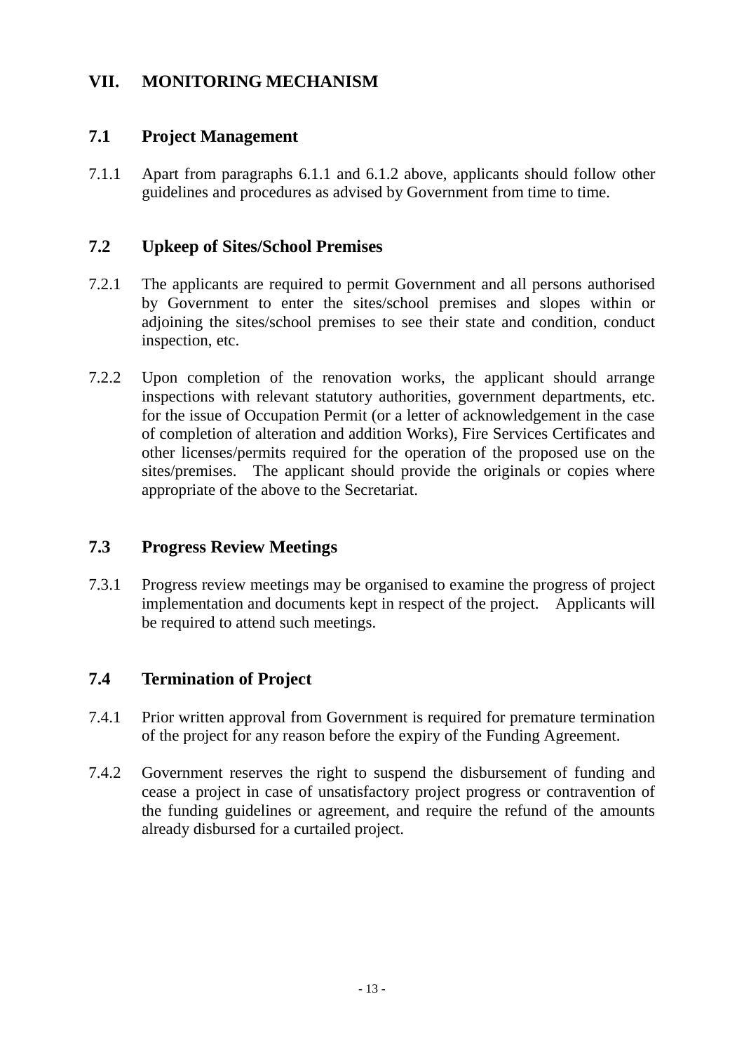## VII. MONITORING MECHANISM

### 7.1 Project Management

7.1.1 Apart from paragraphs 6.1.1 and 6.1.2 above, applicants should follow other guidelines and procedures as advised by Government from time to time.

### 7.2 Upkeep of Sites/School Premises

7.2.1 The applicants are required to permit Government and all persons authorised by Government to enter the sites/school premises and slopes within or adjoining the sites/school premises to see their state and condition, conduct inspection, etc.

7.2.2 Upon completion of the renovation works, the applicant should arrange inspections with relevant statutory authorities, government departments, etc. for the issue of Occupation Permit (or a letter of acknowledgement in the case of completion of alteration and addition Works), Fire Services Certificates and other licenses/permits required for the operation of the proposed use on the sites/premises. The applicant should provide the originals or copies where appropriate of the above to the Secretariat.

### 7.3 Progress Review Meetings

7.3.1 Progress review meetings may be organised to examine the progress of project implementation and documents kept in respect of the project. Applicants will be required to attend such meetings.

### 7.4 Termination of Project

7.4.1 Prior written approval from Government is required for premature termination of the project for any reason before the expiry of the Funding Agreement.

7.4.2 Government reserves the right to suspend the disbursement of funding and cease a project in case of unsatisfactory project progress or contravention of the funding guidelines or agreement, and require the refund of the amounts already disbursed for a curtailed project.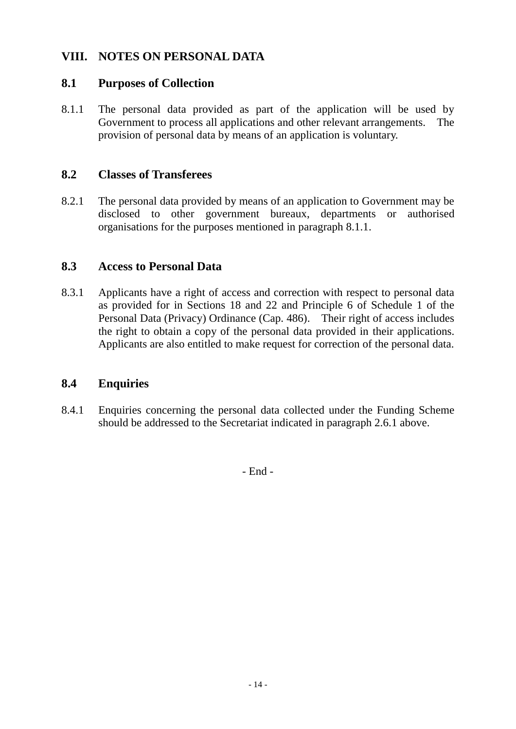## VIII. NOTES ON PERSONAL DATA

### 8.1 Purposes of Collection

8.1.1 The personal data provided as part of the application will be used by Government to process all applications and other relevant arrangements. The provision of personal data by means of an application is voluntary.

### 8.2 Classes of Transferees

8.2.1 The personal data provided by means of an application to Government may be disclosed to other government bureaux, departments or authorised organisations for the purposes mentioned in paragraph 8.1.1.

### 8.3 Access to Personal Data

8.3.1 Applicants have a right of access and correction with respect to personal data as provided for in Sections 18 and 22 and Principle 6 of Schedule 1 of the Personal Data (Privacy) Ordinance (Cap. 486). Their right of access includes the right to obtain a copy of the personal data provided in their applications. Applicants are also entitled to make request for correction of the personal data.

### 8.4 Enquiries

8.4.1 Enquiries concerning the personal data collected under the Funding Scheme should be addressed to the Secretariat indicated in paragraph 2.6.1 above.

- End -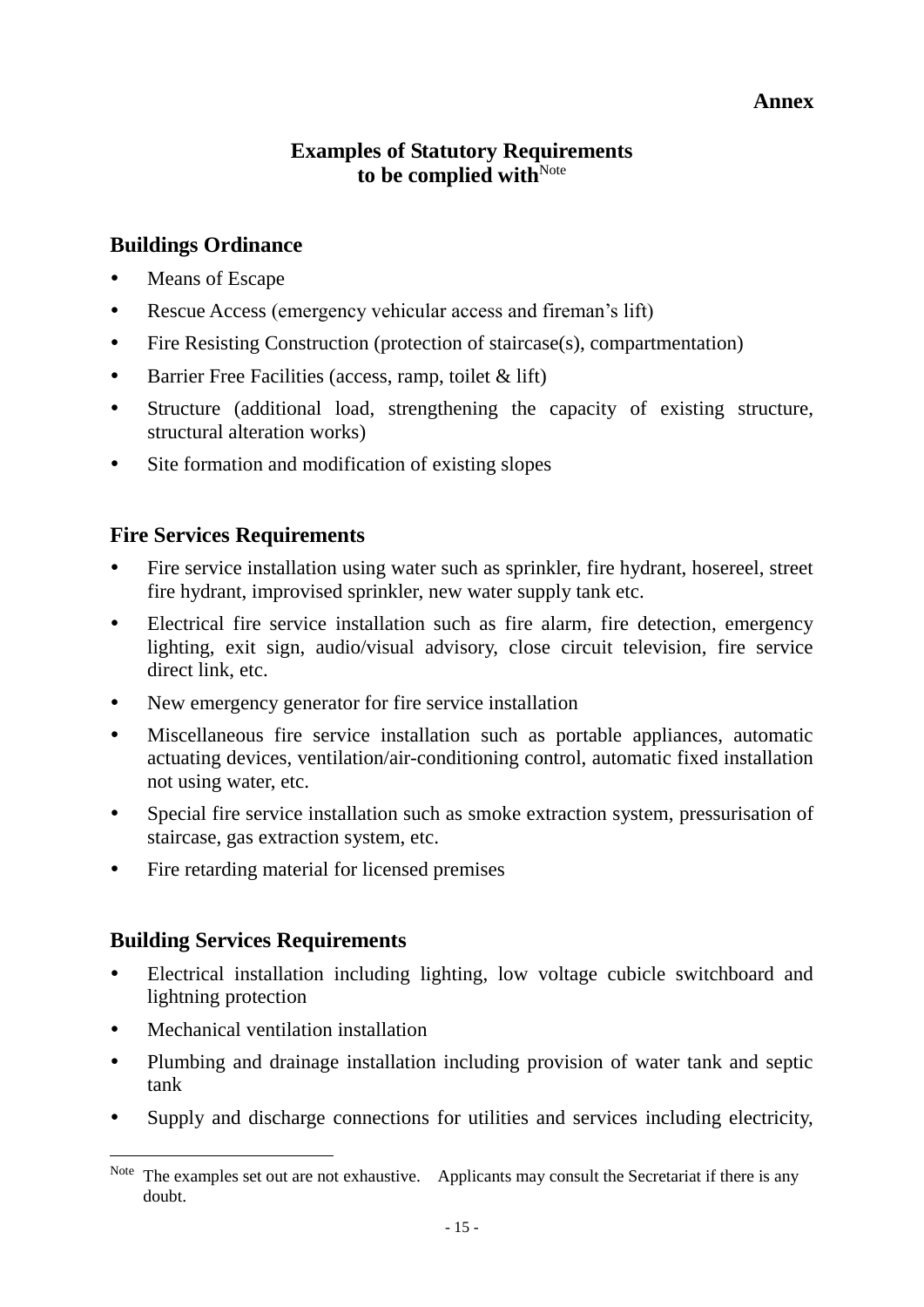**Annex**

## Examples of Statutory Requirements to be complied with[Note]

### Buildings Ordinance

- Means of Escape
- Rescue Access (emergency vehicular access and fireman's lift)
- Fire Resisting Construction (protection of staircase(s), compartmentation)
- Barrier Free Facilities (access, ramp, toilet & lift)
- Structure (additional load, strengthening the capacity of existing structure, structural alteration works)
- Site formation and modification of existing slopes

### Fire Services Requirements

- Fire service installation using water such as sprinkler, fire hydrant, hosereel, street fire hydrant, improvised sprinkler, new water supply tank etc.
- Electrical fire service installation such as fire alarm, fire detection, emergency lighting, exit sign, audio/visual advisory, close circuit television, fire service direct link, etc.
- New emergency generator for fire service installation
- Miscellaneous fire service installation such as portable appliances, automatic actuating devices, ventilation/air-conditioning control, automatic fixed installation not using water, etc.
- Special fire service installation such as smoke extraction system, pressurisation of staircase, gas extraction system, etc.
- Fire retarding material for licensed premises

### Building Services Requirements

- Electrical installation including lighting, low voltage cubicle switchboard and lightning protection
- Mechanical ventilation installation
- Plumbing and drainage installation including provision of water tank and septic tank
- Supply and discharge connections for utilities and services including electricity,

---

[Note] The examples set out are not exhaustive. Applicants may consult the Secretariat if there is any doubt.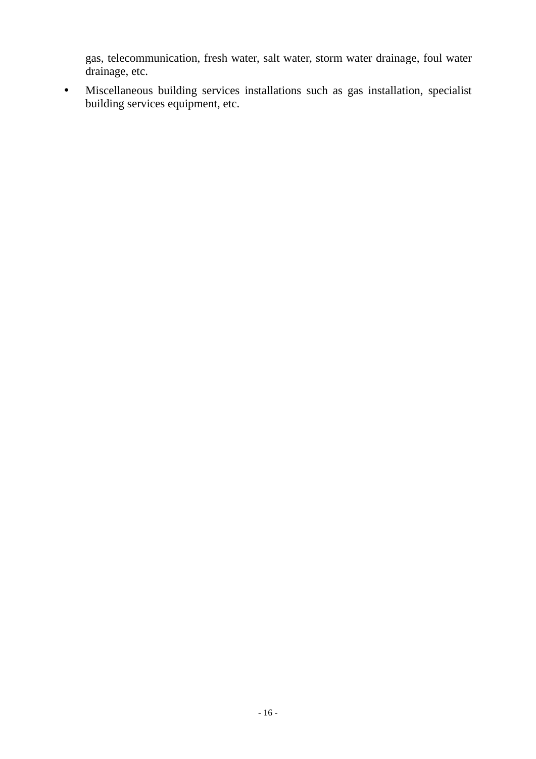gas, telecommunication, fresh water, salt water, storm water drainage, foul water drainage, etc.

- Miscellaneous building services installations such as gas installation, specialist building services equipment, etc.